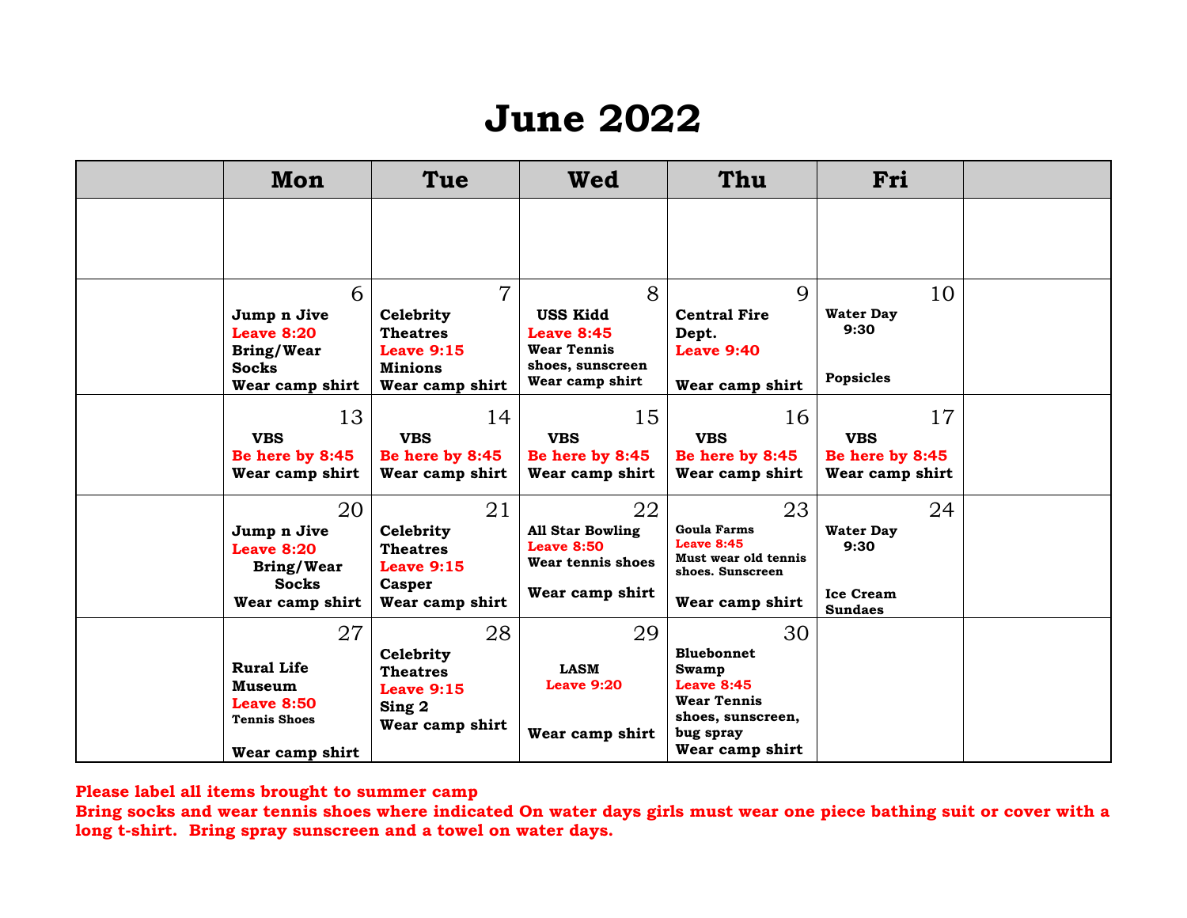# June 2022

| | Mon | Tue | Wed | Thu | Fri | |
|---|---|---|---|---|---|---|
| | | | | | | |
| | 6 Jump n Jive Leave 8:20 Bring/Wear Socks Wear camp shirt | 7 Celebrity Theatres Leave 9:15 Minions Wear camp shirt | 8 USS Kidd Leave 8:45 Wear Tennis shoes, sunscreen Wear camp shirt | 9 Central Fire Dept. Leave 9:40 Wear camp shirt | 10 Water Day 9:30 Popsicles | |
| | 13 VBS Be here by 8:45 Wear camp shirt | 14 VBS Be here by 8:45 Wear camp shirt | 15 VBS Be here by 8:45 Wear camp shirt | 16 VBS Be here by 8:45 Wear camp shirt | 17 VBS Be here by 8:45 Wear camp shirt | |
| | 20 Jump n Jive Leave 8:20 Bring/Wear Socks Wear camp shirt | 21 Celebrity Theatres Leave 9:15 Casper Wear camp shirt | 22 All Star Bowling Leave 8:50 Wear tennis shoes Wear camp shirt | 23 Goula Farms Leave 8:45 Must wear old tennis shoes. Sunscreen Wear camp shirt | 24 Water Day 9:30 Ice Cream Sundaes | |
| | 27 Rural Life Museum Leave 8:50 Tennis Shoes Wear camp shirt | 28 Celebrity Theatres Leave 9:15 Sing 2 Wear camp shirt | 29 LASM Leave 9:20 Wear camp shirt | 30 Bluebonnet Swamp Leave 8:45 Wear Tennis shoes, sunscreen, bug spray Wear camp shirt | | |

**Please label all items brought to summer camp**
**Bring socks and wear tennis shoes where indicated On water days girls must wear one piece bathing suit or cover with a long t-shirt. Bring spray sunscreen and a towel on water days.**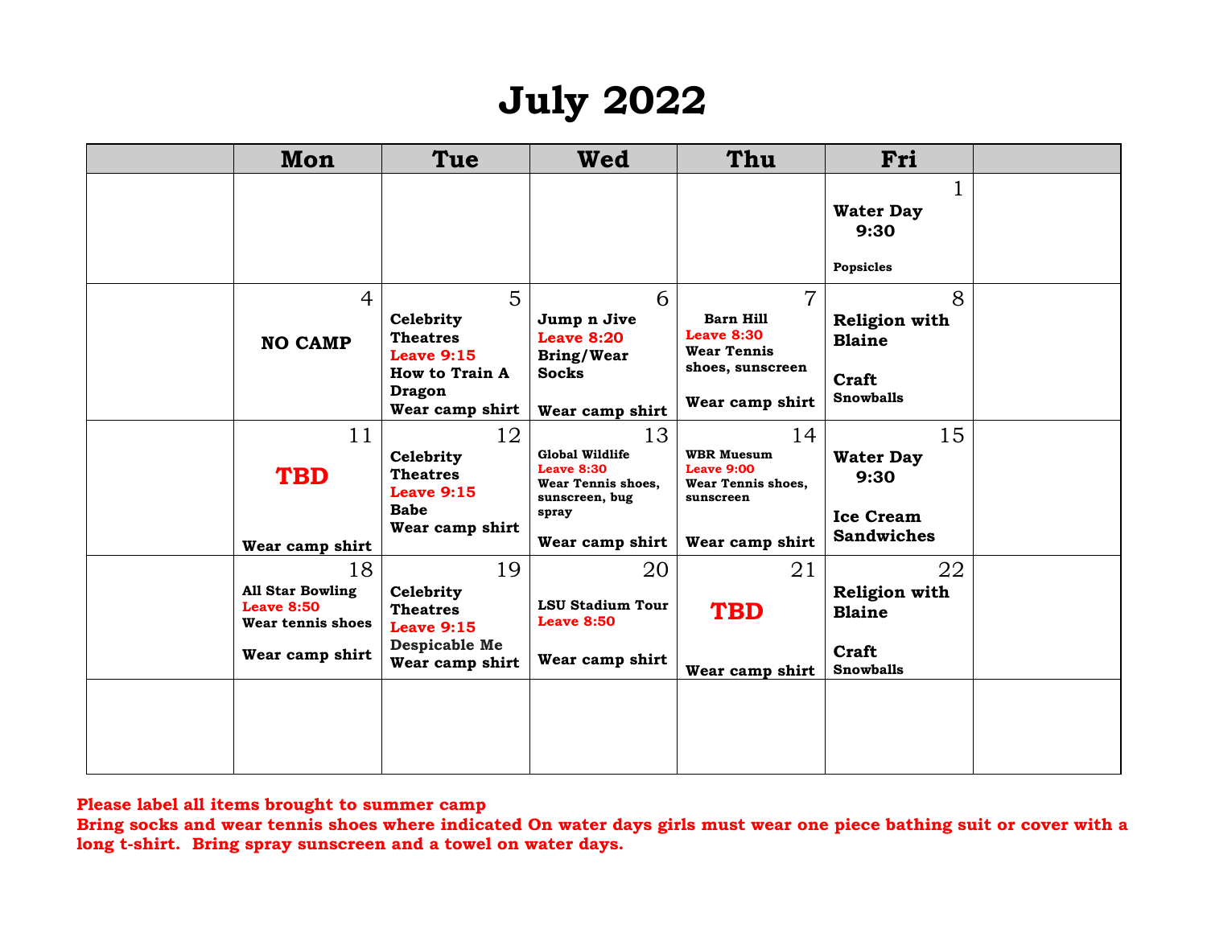# July 2022

| | Mon | Tue | Wed | Thu | Fri | |
|---|---|---|---|---|---|---|
| | | | | | 1 **Water Day** 9:30 Popsicles | |
| | 4 **NO CAMP** | 5 **Celebrity Theatres** Leave 9:15 How to Train A Dragon Wear camp shirt | 6 **Jump n Jive** Leave 8:20 Bring/Wear Socks Wear camp shirt | 7 **Barn Hill** Leave 8:30 Wear Tennis shoes, sunscreen Wear camp shirt | 8 **Religion with Blaine** Craft Snowballs | |
| | 11 **TBD** Wear camp shirt | 12 **Celebrity Theatres** Leave 9:15 Babe Wear camp shirt | 13 **Global Wildlife** Leave 8:30 Wear Tennis shoes, sunscreen, bug spray Wear camp shirt | 14 **WBR Muesum** Leave 9:00 Wear Tennis shoes, sunscreen Wear camp shirt | 15 **Water Day** 9:30 Ice Cream Sandwiches | |
| | 18 **All Star Bowling** Leave 8:50 Wear tennis shoes Wear camp shirt | 19 **Celebrity Theatres** Leave 9:15 Despicable Me Wear camp shirt | 20 **LSU Stadium Tour** Leave 8:50 Wear camp shirt | 21 **TBD** Wear camp shirt | 22 **Religion with Blaine** Craft Snowballs | |
| | | | | | | |

**Please label all items brought to summer camp**
**Bring socks and wear tennis shoes where indicated On water days girls must wear one piece bathing suit or cover with a long t-shirt. Bring spray sunscreen and a towel on water days.**